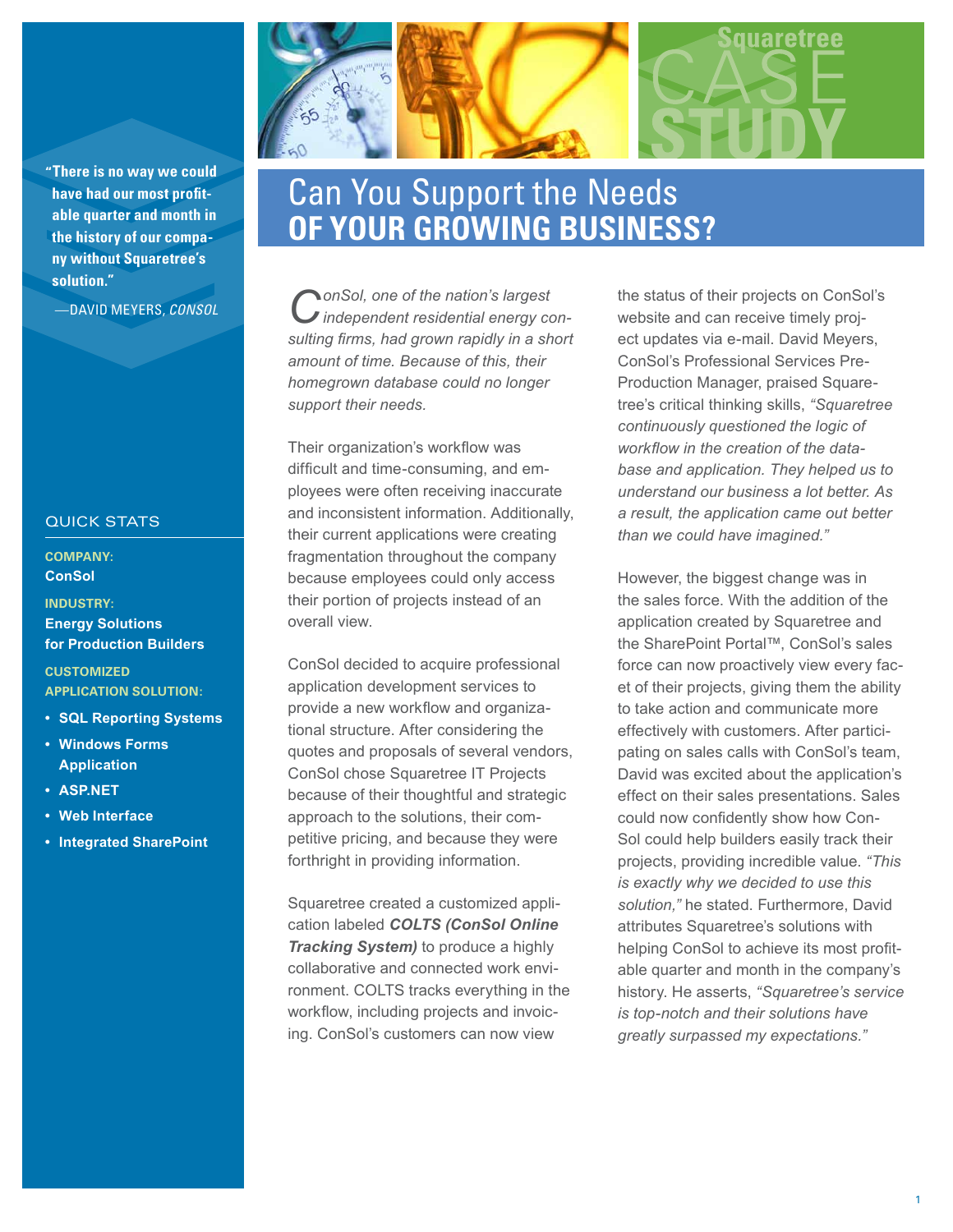Squaretree CASE STUDY

# Can You Support the Needs **OF YOUR GROWING BUSINESS?**

**"There is no way we could have had our most profitable quarter and month in the history of our company without Squaretree's solution."**

—DAVID MEYERS, *CONSOL*

## QUICK STATS

**COMPANY:**
**ConSol**

**INDUSTRY:**
**Energy Solutions for Production Builders**

**CUSTOMIZED APPLICATION SOLUTION:**

- **SQL Reporting Systems**
- **Windows Forms Application**
- **ASP.NET**
- **Web Interface**
- **Integrated SharePoint**

*ConSol, one of the nation's largest independent residential energy consulting firms, had grown rapidly in a short amount of time. Because of this, their homegrown database could no longer support their needs.*

Their organization's workflow was difficult and time-consuming, and employees were often receiving inaccurate and inconsistent information. Additionally, their current applications were creating fragmentation throughout the company because employees could only access their portion of projects instead of an overall view.

ConSol decided to acquire professional application development services to provide a new workflow and organizational structure. After considering the quotes and proposals of several vendors, ConSol chose Squaretree IT Projects because of their thoughtful and strategic approach to the solutions, their competitive pricing, and because they were forthright in providing information.

Squaretree created a customized application labeled ***COLTS (ConSol Online Tracking System)*** to produce a highly collaborative and connected work environment. COLTS tracks everything in the workflow, including projects and invoicing. ConSol's customers can now view the status of their projects on ConSol's website and can receive timely project updates via e-mail. David Meyers, ConSol's Professional Services Pre-Production Manager, praised Squaretree's critical thinking skills, *"Squaretree continuously questioned the logic of workflow in the creation of the database and application. They helped us to understand our business a lot better. As a result, the application came out better than we could have imagined."*

However, the biggest change was in the sales force. With the addition of the application created by Squaretree and the SharePoint Portal™, ConSol's sales force can now proactively view every facet of their projects, giving them the ability to take action and communicate more effectively with customers. After participating on sales calls with ConSol's team, David was excited about the application's effect on their sales presentations. Sales could now confidently show how ConSol could help builders easily track their projects, providing incredible value. *"This is exactly why we decided to use this solution,"* he stated. Furthermore, David attributes Squaretree's solutions with helping ConSol to achieve its most profitable quarter and month in the company's history. He asserts, *"Squaretree's service is top-notch and their solutions have greatly surpassed my expectations."*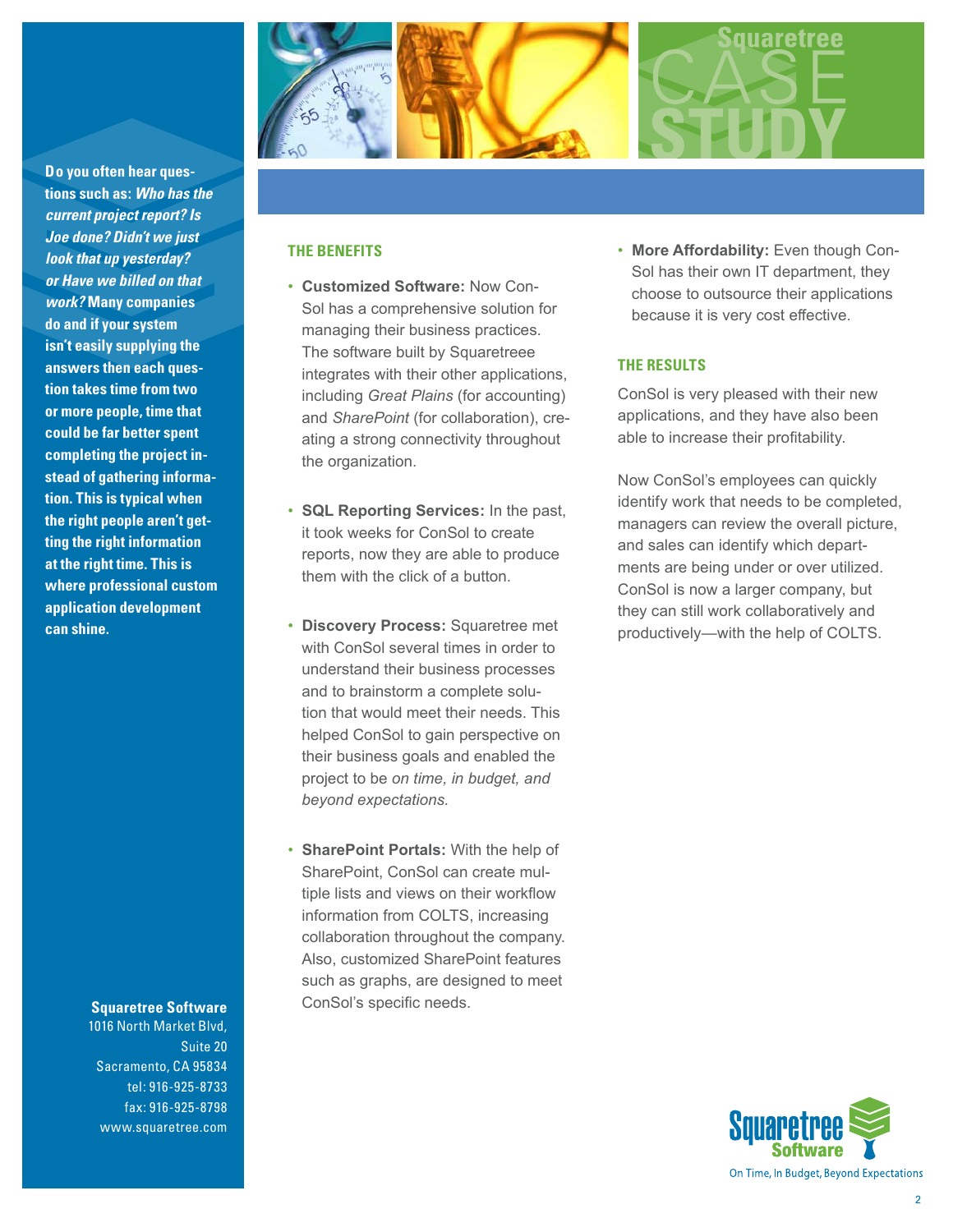Do you often hear questions such as: ***Who has the current project report? Is Joe done? Didn't we just look that up yesterday? or Have we billed on that work?*** **Many companies do and if your system isn't easily supplying the answers then each question takes time from two or more people, time that could be far better spent completing the project instead of gathering information. This is typical when the right people aren't getting the right information at the right time. This is where professional custom application development can shine.**

**Squaretree Software**
1016 North Market Blvd,
Suite 20
Sacramento, CA 95834
tel: 916-925-8733
fax: 916-925-8798
www.squaretree.com

## THE BENEFITS

- **Customized Software:** Now ConSol has a comprehensive solution for managing their business practices. The software built by Squaretree integrates with their other applications, including *Great Plains* (for accounting) and *SharePoint* (for collaboration), creating a strong connectivity throughout the organization.
- **SQL Reporting Services:** In the past, it took weeks for ConSol to create reports, now they are able to produce them with the click of a button.
- **Discovery Process:** Squaretree met with ConSol several times in order to understand their business processes and to brainstorm a complete solution that would meet their needs. This helped ConSol to gain perspective on their business goals and enabled the project to be *on time, in budget, and beyond expectations.*
- **SharePoint Portals:** With the help of SharePoint, ConSol can create multiple lists and views on their workflow information from COLTS, increasing collaboration throughout the company. Also, customized SharePoint features such as graphs, are designed to meet ConSol's specific needs.
- **More Affordability:** Even though ConSol has their own IT department, they choose to outsource their applications because it is very cost effective.

## THE RESULTS

ConSol is very pleased with their new applications, and they have also been able to increase their profitability.

Now ConSol's employees can quickly identify work that needs to be completed, managers can review the overall picture, and sales can identify which departments are being under or over utilized. ConSol is now a larger company, but they can still work collaboratively and productively—with the help of COLTS.

Squaretree Software
On Time, In Budget, Beyond Expectations